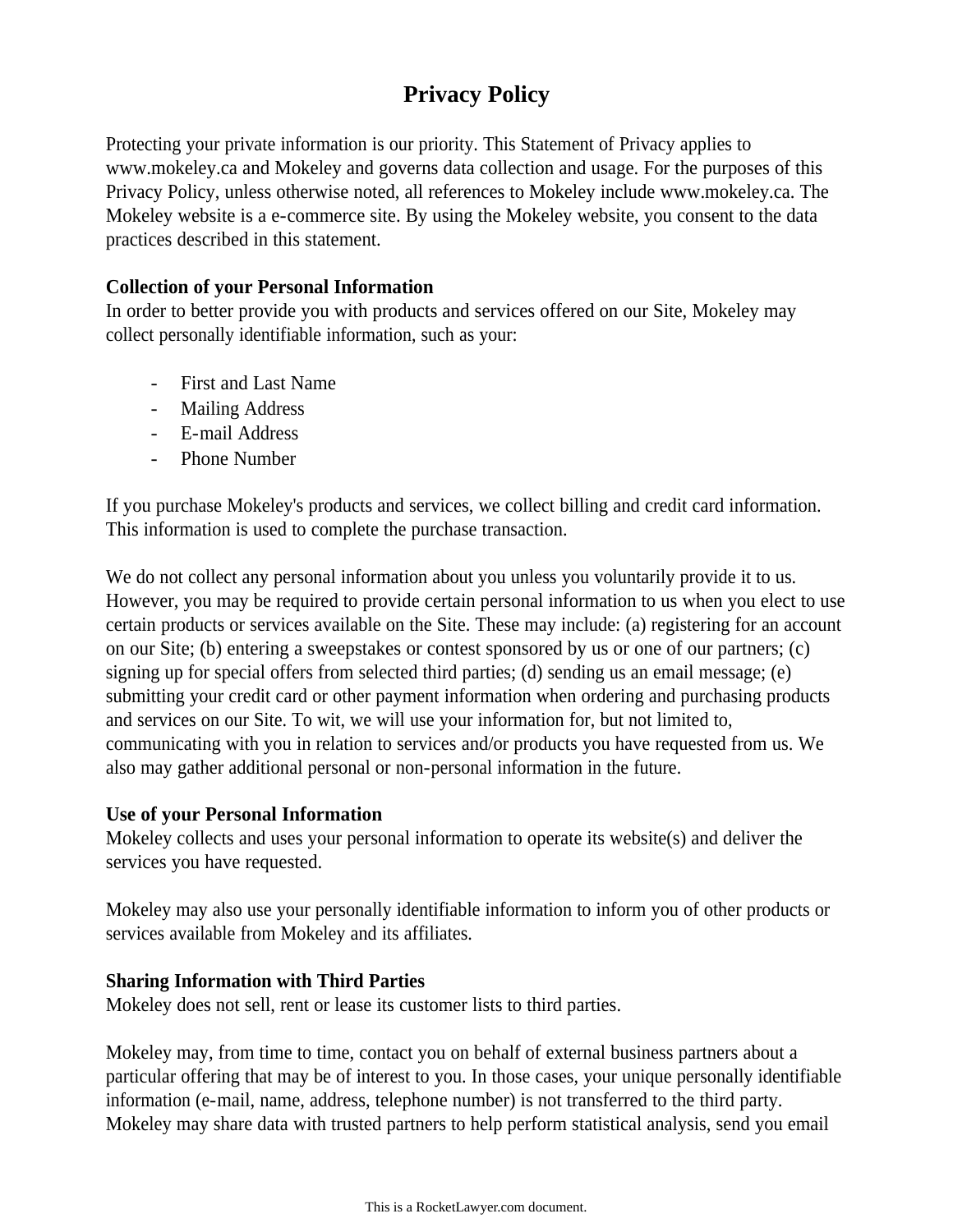# Privacy Policy

Protecting your private information is our priority. This Statement of Privacy applies to www.mokeley.ca and Mokeley and governs data collection and usage. For the purposes of this Privacy Policy, unless otherwise noted, all references to Mokeley include www.mokeley.ca. The Mokeley website is a e-commerce site. By using the Mokeley website, you consent to the data practices described in this statement.

**Collection of your Personal Information**
In order to better provide you with products and services offered on our Site, Mokeley may collect personally identifiable information, such as your:

- First and Last Name
- Mailing Address
- E-mail Address
- Phone Number

If you purchase Mokeley's products and services, we collect billing and credit card information. This information is used to complete the purchase transaction.

We do not collect any personal information about you unless you voluntarily provide it to us. However, you may be required to provide certain personal information to us when you elect to use certain products or services available on the Site. These may include: (a) registering for an account on our Site; (b) entering a sweepstakes or contest sponsored by us or one of our partners; (c) signing up for special offers from selected third parties; (d) sending us an email message; (e) submitting your credit card or other payment information when ordering and purchasing products and services on our Site. To wit, we will use your information for, but not limited to, communicating with you in relation to services and/or products you have requested from us. We also may gather additional personal or non-personal information in the future.

**Use of your Personal Information**
Mokeley collects and uses your personal information to operate its website(s) and deliver the services you have requested.

Mokeley may also use your personally identifiable information to inform you of other products or services available from Mokeley and its affiliates.

**Sharing Information with Third Parties**
Mokeley does not sell, rent or lease its customer lists to third parties.

Mokeley may, from time to time, contact you on behalf of external business partners about a particular offering that may be of interest to you. In those cases, your unique personally identifiable information (e-mail, name, address, telephone number) is not transferred to the third party. Mokeley may share data with trusted partners to help perform statistical analysis, send you email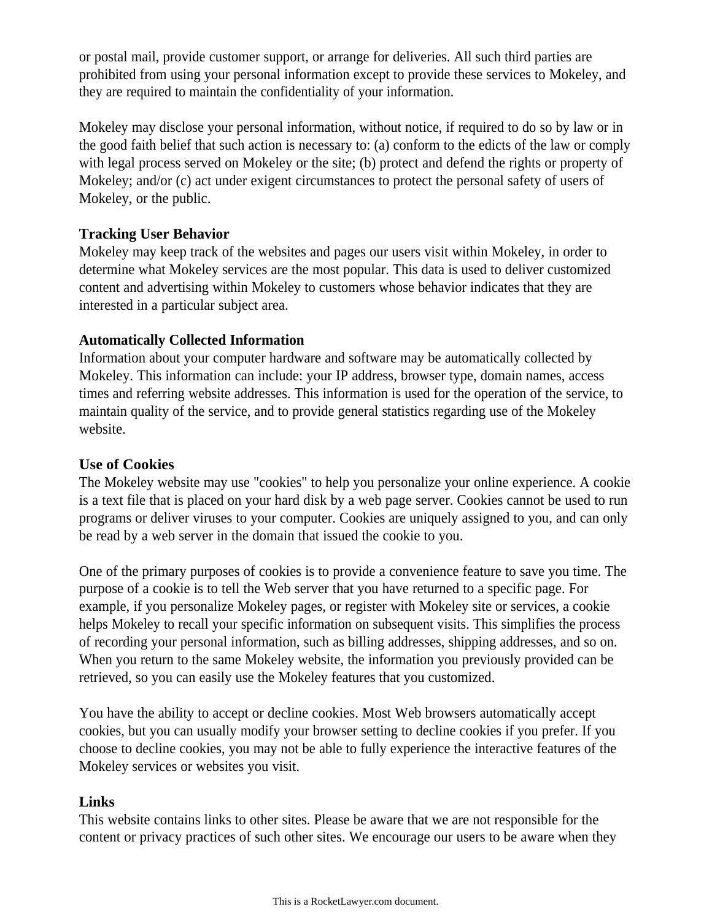or postal mail, provide customer support, or arrange for deliveries. All such third parties are prohibited from using your personal information except to provide these services to Mokeley, and they are required to maintain the confidentiality of your information.

Mokeley may disclose your personal information, without notice, if required to do so by law or in the good faith belief that such action is necessary to: (a) conform to the edicts of the law or comply with legal process served on Mokeley or the site; (b) protect and defend the rights or property of Mokeley; and/or (c) act under exigent circumstances to protect the personal safety of users of Mokeley, or the public.

**Tracking User Behavior**
Mokeley may keep track of the websites and pages our users visit within Mokeley, in order to determine what Mokeley services are the most popular. This data is used to deliver customized content and advertising within Mokeley to customers whose behavior indicates that they are interested in a particular subject area.

**Automatically Collected Information**
Information about your computer hardware and software may be automatically collected by Mokeley. This information can include: your IP address, browser type, domain names, access times and referring website addresses. This information is used for the operation of the service, to maintain quality of the service, and to provide general statistics regarding use of the Mokeley website.

**Use of Cookies**
The Mokeley website may use "cookies" to help you personalize your online experience. A cookie is a text file that is placed on your hard disk by a web page server. Cookies cannot be used to run programs or deliver viruses to your computer. Cookies are uniquely assigned to you, and can only be read by a web server in the domain that issued the cookie to you.

One of the primary purposes of cookies is to provide a convenience feature to save you time. The purpose of a cookie is to tell the Web server that you have returned to a specific page. For example, if you personalize Mokeley pages, or register with Mokeley site or services, a cookie helps Mokeley to recall your specific information on subsequent visits. This simplifies the process of recording your personal information, such as billing addresses, shipping addresses, and so on. When you return to the same Mokeley website, the information you previously provided can be retrieved, so you can easily use the Mokeley features that you customized.

You have the ability to accept or decline cookies. Most Web browsers automatically accept cookies, but you can usually modify your browser setting to decline cookies if you prefer. If you choose to decline cookies, you may not be able to fully experience the interactive features of the Mokeley services or websites you visit.

**Links**
This website contains links to other sites. Please be aware that we are not responsible for the content or privacy practices of such other sites. We encourage our users to be aware when they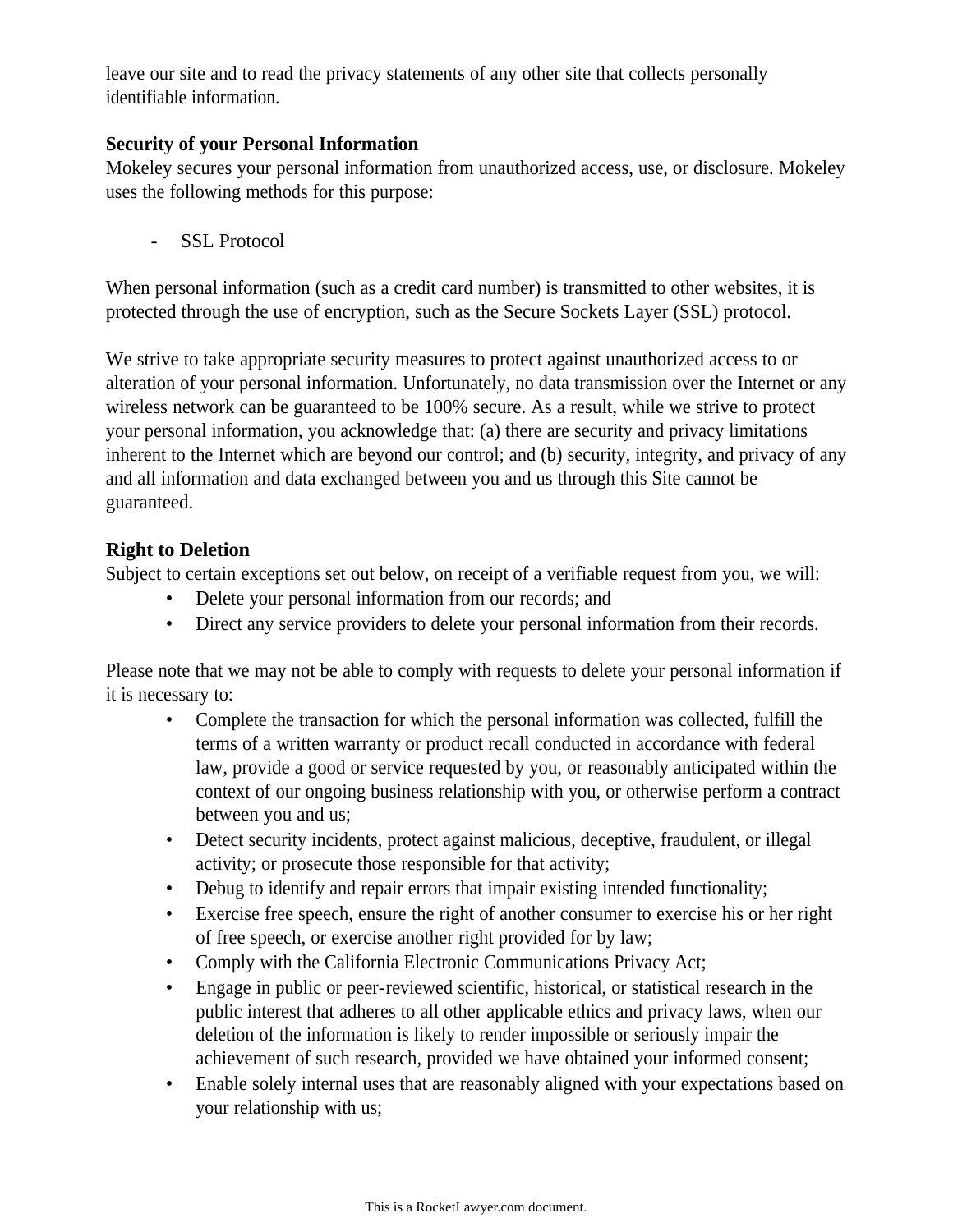leave our site and to read the privacy statements of any other site that collects personally identifiable information.

**Security of your Personal Information**

Mokeley secures your personal information from unauthorized access, use, or disclosure. Mokeley uses the following methods for this purpose:

- SSL Protocol

When personal information (such as a credit card number) is transmitted to other websites, it is protected through the use of encryption, such as the Secure Sockets Layer (SSL) protocol.

We strive to take appropriate security measures to protect against unauthorized access to or alteration of your personal information. Unfortunately, no data transmission over the Internet or any wireless network can be guaranteed to be 100% secure. As a result, while we strive to protect your personal information, you acknowledge that: (a) there are security and privacy limitations inherent to the Internet which are beyond our control; and (b) security, integrity, and privacy of any and all information and data exchanged between you and us through this Site cannot be guaranteed.

**Right to Deletion**

Subject to certain exceptions set out below, on receipt of a verifiable request from you, we will:

- Delete your personal information from our records; and
- Direct any service providers to delete your personal information from their records.

Please note that we may not be able to comply with requests to delete your personal information if it is necessary to:

- Complete the transaction for which the personal information was collected, fulfill the terms of a written warranty or product recall conducted in accordance with federal law, provide a good or service requested by you, or reasonably anticipated within the context of our ongoing business relationship with you, or otherwise perform a contract between you and us;
- Detect security incidents, protect against malicious, deceptive, fraudulent, or illegal activity; or prosecute those responsible for that activity;
- Debug to identify and repair errors that impair existing intended functionality;
- Exercise free speech, ensure the right of another consumer to exercise his or her right of free speech, or exercise another right provided for by law;
- Comply with the California Electronic Communications Privacy Act;
- Engage in public or peer-reviewed scientific, historical, or statistical research in the public interest that adheres to all other applicable ethics and privacy laws, when our deletion of the information is likely to render impossible or seriously impair the achievement of such research, provided we have obtained your informed consent;
- Enable solely internal uses that are reasonably aligned with your expectations based on your relationship with us;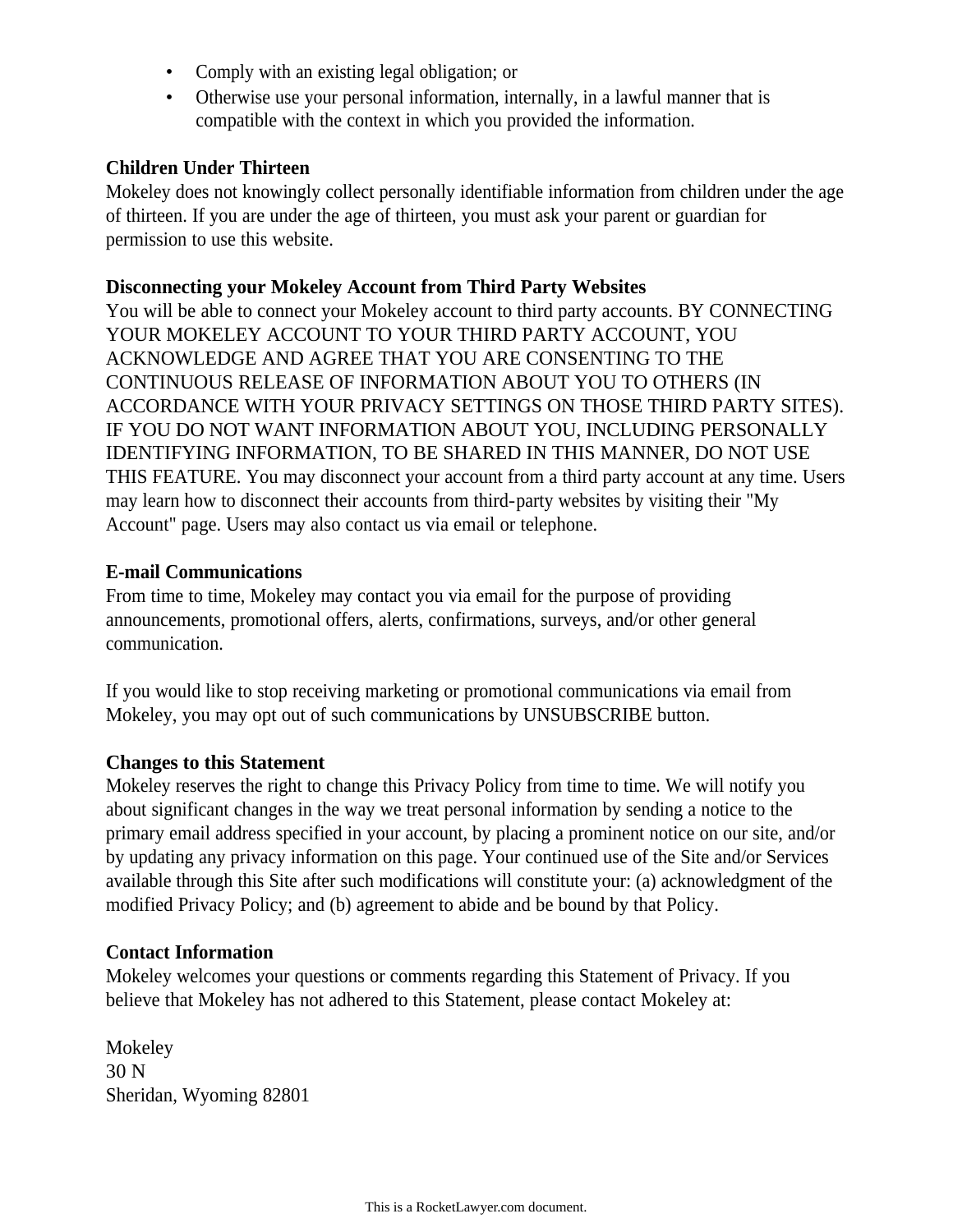- Comply with an existing legal obligation; or
- Otherwise use your personal information, internally, in a lawful manner that is compatible with the context in which you provided the information.

**Children Under Thirteen**
Mokeley does not knowingly collect personally identifiable information from children under the age of thirteen. If you are under the age of thirteen, you must ask your parent or guardian for permission to use this website.

**Disconnecting your Mokeley Account from Third Party Websites**
You will be able to connect your Mokeley account to third party accounts. BY CONNECTING YOUR MOKELEY ACCOUNT TO YOUR THIRD PARTY ACCOUNT, YOU ACKNOWLEDGE AND AGREE THAT YOU ARE CONSENTING TO THE CONTINUOUS RELEASE OF INFORMATION ABOUT YOU TO OTHERS (IN ACCORDANCE WITH YOUR PRIVACY SETTINGS ON THOSE THIRD PARTY SITES). IF YOU DO NOT WANT INFORMATION ABOUT YOU, INCLUDING PERSONALLY IDENTIFYING INFORMATION, TO BE SHARED IN THIS MANNER, DO NOT USE THIS FEATURE. You may disconnect your account from a third party account at any time. Users may learn how to disconnect their accounts from third-party websites by visiting their "My Account" page. Users may also contact us via email or telephone.

**E-mail Communications**
From time to time, Mokeley may contact you via email for the purpose of providing announcements, promotional offers, alerts, confirmations, surveys, and/or other general communication.

If you would like to stop receiving marketing or promotional communications via email from Mokeley, you may opt out of such communications by UNSUBSCRIBE button.

**Changes to this Statement**
Mokeley reserves the right to change this Privacy Policy from time to time. We will notify you about significant changes in the way we treat personal information by sending a notice to the primary email address specified in your account, by placing a prominent notice on our site, and/or by updating any privacy information on this page. Your continued use of the Site and/or Services available through this Site after such modifications will constitute your: (a) acknowledgment of the modified Privacy Policy; and (b) agreement to abide and be bound by that Policy.

**Contact Information**
Mokeley welcomes your questions or comments regarding this Statement of Privacy. If you believe that Mokeley has not adhered to this Statement, please contact Mokeley at:

Mokeley
30 N
Sheridan, Wyoming 82801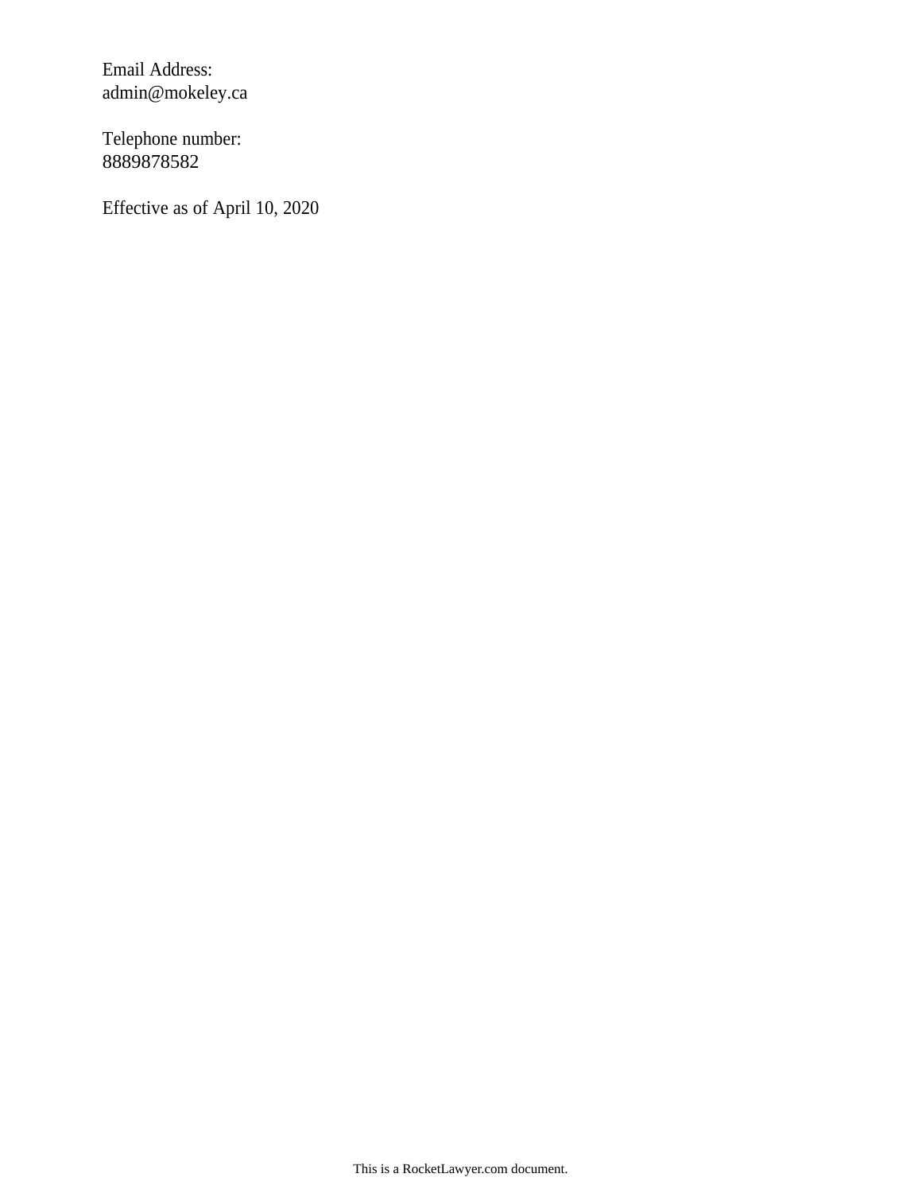Email Address:
admin@mokeley.ca

Telephone number:
8889878582

Effective as of April 10, 2020